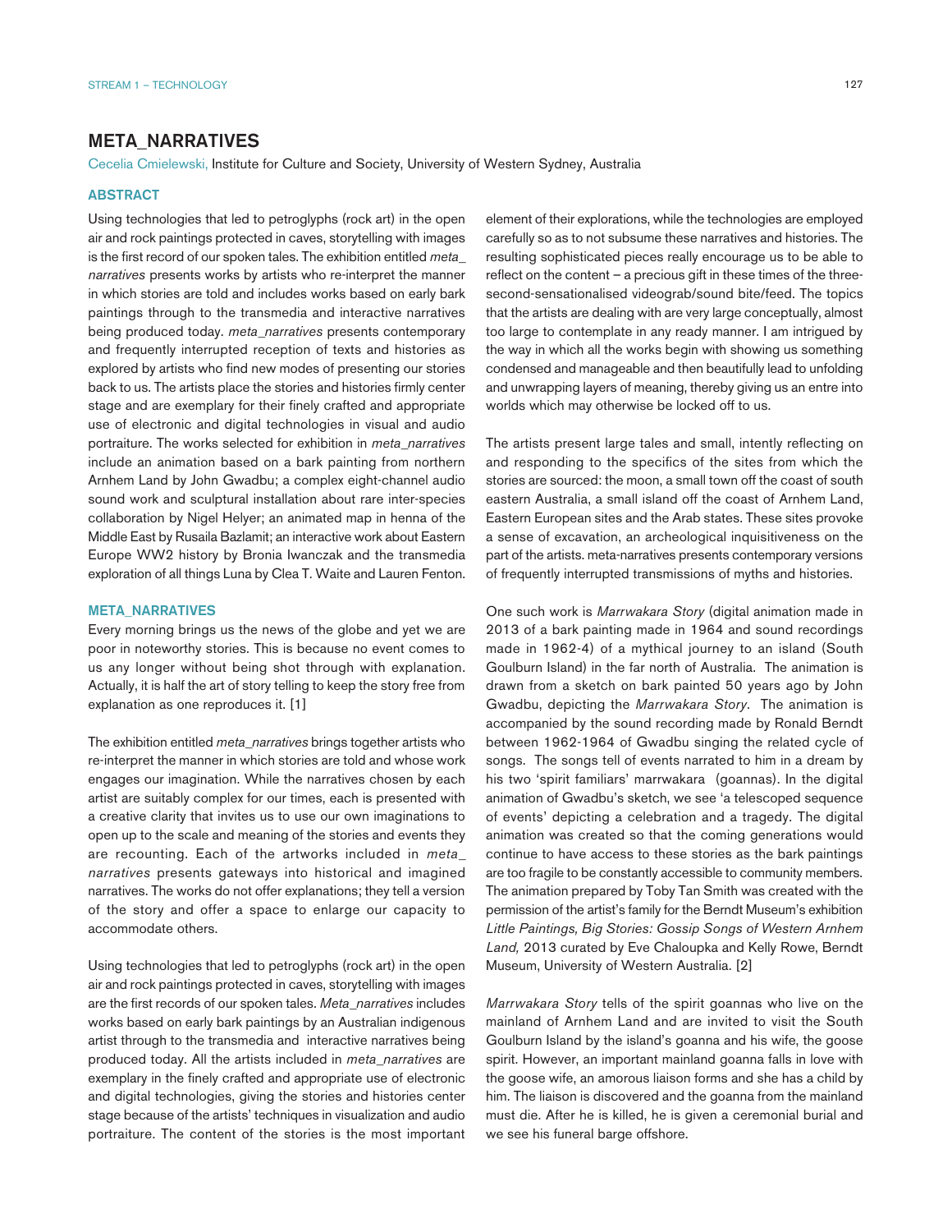# META_NARRATIVES

Cecelia Cmielewski, Institute for Culture and Society, University of Western Sydney, Australia

## ABSTRACT

Using technologies that led to petroglyphs (rock art) in the open air and rock paintings protected in caves, storytelling with images is the first record of our spoken tales. The exhibition entitled *meta_narratives* presents works by artists who re-interpret the manner in which stories are told and includes works based on early bark paintings through to the transmedia and interactive narratives being produced today. *meta_narratives* presents contemporary and frequently interrupted reception of texts and histories as explored by artists who find new modes of presenting our stories back to us. The artists place the stories and histories firmly center stage and are exemplary for their finely crafted and appropriate use of electronic and digital technologies in visual and audio portraiture. The works selected for exhibition in *meta_narratives* include an animation based on a bark painting from northern Arnhem Land by John Gwadbu; a complex eight-channel audio sound work and sculptural installation about rare inter-species collaboration by Nigel Helyer; an animated map in henna of the Middle East by Rusaila Bazlamit; an interactive work about Eastern Europe WW2 history by Bronia Iwanczak and the transmedia exploration of all things Luna by Clea T. Waite and Lauren Fenton.

## META_NARRATIVES

Every morning brings us the news of the globe and yet we are poor in noteworthy stories. This is because no event comes to us any longer without being shot through with explanation. Actually, it is half the art of story telling to keep the story free from explanation as one reproduces it. [1]

The exhibition entitled *meta_narratives* brings together artists who re-interpret the manner in which stories are told and whose work engages our imagination. While the narratives chosen by each artist are suitably complex for our times, each is presented with a creative clarity that invites us to use our own imaginations to open up to the scale and meaning of the stories and events they are recounting. Each of the artworks included in *meta_narratives* presents gateways into historical and imagined narratives. The works do not offer explanations; they tell a version of the story and offer a space to enlarge our capacity to accommodate others.

Using technologies that led to petroglyphs (rock art) in the open air and rock paintings protected in caves, storytelling with images are the first records of our spoken tales. *Meta_narratives* includes works based on early bark paintings by an Australian indigenous artist through to the transmedia and interactive narratives being produced today. All the artists included in *meta_narratives* are exemplary in the finely crafted and appropriate use of electronic and digital technologies, giving the stories and histories center stage because of the artists' techniques in visualization and audio portraiture. The content of the stories is the most important element of their explorations, while the technologies are employed carefully so as to not subsume these narratives and histories. The resulting sophisticated pieces really encourage us to be able to reflect on the content – a precious gift in these times of the three-second-sensationalised videograb/sound bite/feed. The topics that the artists are dealing with are very large conceptually, almost too large to contemplate in any ready manner. I am intrigued by the way in which all the works begin with showing us something condensed and manageable and then beautifully lead to unfolding and unwrapping layers of meaning, thereby giving us an entre into worlds which may otherwise be locked off to us.

The artists present large tales and small, intently reflecting on and responding to the specifics of the sites from which the stories are sourced: the moon, a small town off the coast of south eastern Australia, a small island off the coast of Arnhem Land, Eastern European sites and the Arab states. These sites provoke a sense of excavation, an archeological inquisitiveness on the part of the artists. meta-narratives presents contemporary versions of frequently interrupted transmissions of myths and histories.

One such work is *Marrwakara Story* (digital animation made in 2013 of a bark painting made in 1964 and sound recordings made in 1962-4) of a mythical journey to an island (South Goulburn Island) in the far north of Australia. The animation is drawn from a sketch on bark painted 50 years ago by John Gwadbu, depicting the *Marrwakara Story*. The animation is accompanied by the sound recording made by Ronald Berndt between 1962-1964 of Gwadbu singing the related cycle of songs. The songs tell of events narrated to him in a dream by his two 'spirit familiars' marrwakara (goannas). In the digital animation of Gwadbu's sketch, we see 'a telescoped sequence of events' depicting a celebration and a tragedy. The digital animation was created so that the coming generations would continue to have access to these stories as the bark paintings are too fragile to be constantly accessible to community members. The animation prepared by Toby Tan Smith was created with the permission of the artist's family for the Berndt Museum's exhibition *Little Paintings, Big Stories: Gossip Songs of Western Arnhem Land,* 2013 curated by Eve Chaloupka and Kelly Rowe, Berndt Museum, University of Western Australia. [2]

*Marrwakara Story* tells of the spirit goannas who live on the mainland of Arnhem Land and are invited to visit the South Goulburn Island by the island's goanna and his wife, the goose spirit. However, an important mainland goanna falls in love with the goose wife, an amorous liaison forms and she has a child by him. The liaison is discovered and the goanna from the mainland must die. After he is killed, he is given a ceremonial burial and we see his funeral barge offshore.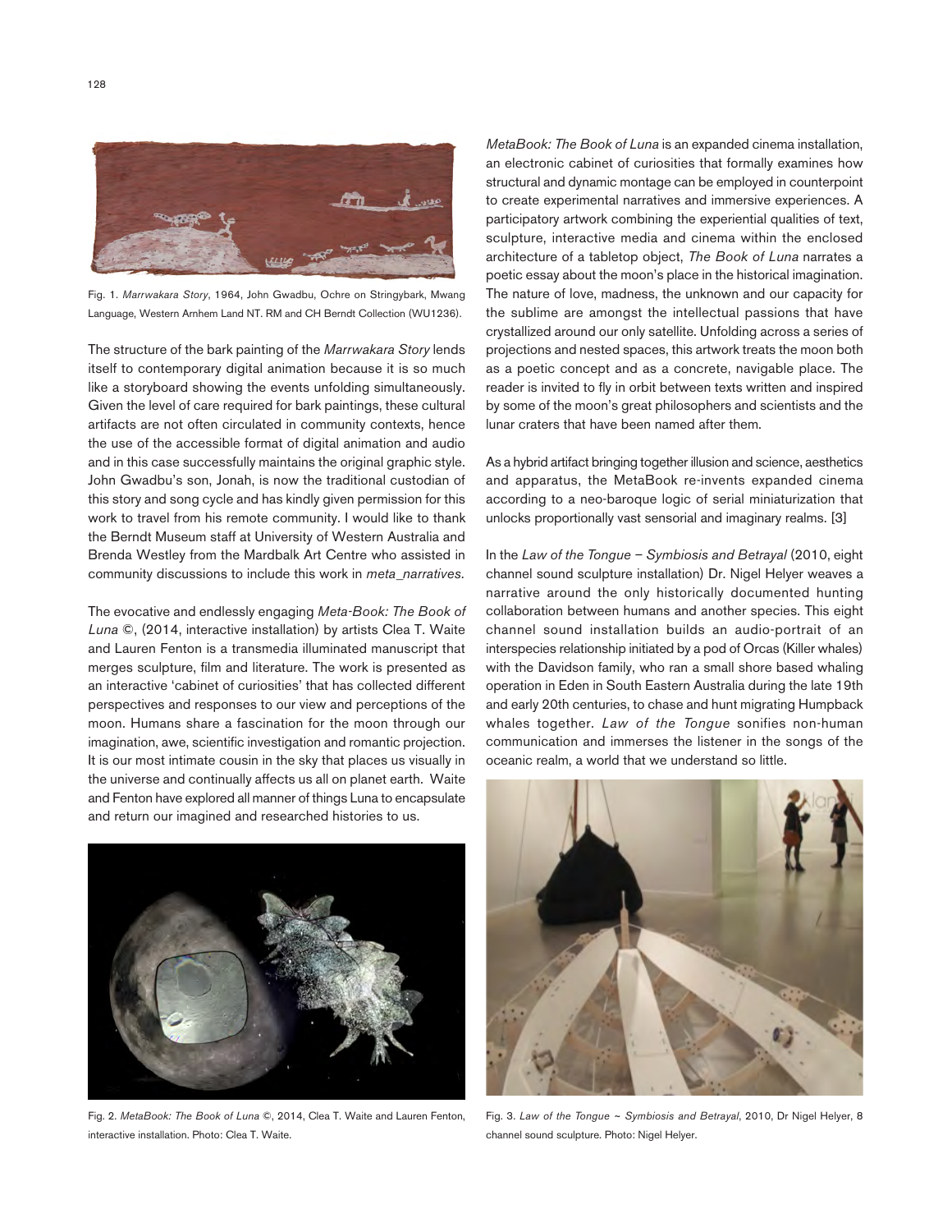Fig. 1. *Marrwakara Story*, 1964, John Gwadbu, Ochre on Stringybark, Mwang Language, Western Arnhem Land NT. RM and CH Berndt Collection (WU1236).

The structure of the bark painting of the *Marrwakara Story* lends itself to contemporary digital animation because it is so much like a storyboard showing the events unfolding simultaneously. Given the level of care required for bark paintings, these cultural artifacts are not often circulated in community contexts, hence the use of the accessible format of digital animation and audio and in this case successfully maintains the original graphic style. John Gwadbu's son, Jonah, is now the traditional custodian of this story and song cycle and has kindly given permission for this work to travel from his remote community. I would like to thank the Berndt Museum staff at University of Western Australia and Brenda Westley from the Mardbalk Art Centre who assisted in community discussions to include this work in *meta_narratives*.

The evocative and endlessly engaging *Meta-Book: The Book of Luna* ©, (2014, interactive installation) by artists Clea T. Waite and Lauren Fenton is a transmedia illuminated manuscript that merges sculpture, film and literature. The work is presented as an interactive 'cabinet of curiosities' that has collected different perspectives and responses to our view and perceptions of the moon. Humans share a fascination for the moon through our imagination, awe, scientific investigation and romantic projection. It is our most intimate cousin in the sky that places us visually in the universe and continually affects us all on planet earth. Waite and Fenton have explored all manner of things Luna to encapsulate and return our imagined and researched histories to us.

Fig. 2. *MetaBook: The Book of Luna* ©, 2014, Clea T. Waite and Lauren Fenton, interactive installation. Photo: Clea T. Waite.

*MetaBook: The Book of Luna* is an expanded cinema installation, an electronic cabinet of curiosities that formally examines how structural and dynamic montage can be employed in counterpoint to create experimental narratives and immersive experiences. A participatory artwork combining the experiential qualities of text, sculpture, interactive media and cinema within the enclosed architecture of a tabletop object, *The Book of Luna* narrates a poetic essay about the moon's place in the historical imagination. The nature of love, madness, the unknown and our capacity for the sublime are amongst the intellectual passions that have crystallized around our only satellite. Unfolding across a series of projections and nested spaces, this artwork treats the moon both as a poetic concept and as a concrete, navigable place. The reader is invited to fly in orbit between texts written and inspired by some of the moon's great philosophers and scientists and the lunar craters that have been named after them.

As a hybrid artifact bringing together illusion and science, aesthetics and apparatus, the MetaBook re-invents expanded cinema according to a neo-baroque logic of serial miniaturization that unlocks proportionally vast sensorial and imaginary realms. [3]

In the *Law of the Tongue – Symbiosis and Betrayal* (2010, eight channel sound sculpture installation) Dr. Nigel Helyer weaves a narrative around the only historically documented hunting collaboration between humans and another species. This eight channel sound installation builds an audio-portrait of an interspecies relationship initiated by a pod of Orcas (Killer whales) with the Davidson family, who ran a small shore based whaling operation in Eden in South Eastern Australia during the late 19th and early 20th centuries, to chase and hunt migrating Humpback whales together. *Law of the Tongue* sonifies non-human communication and immerses the listener in the songs of the oceanic realm, a world that we understand so little.

Fig. 3. *Law of the Tongue ~ Symbiosis and Betrayal*, 2010, Dr Nigel Helyer, 8 channel sound sculpture. Photo: Nigel Helyer.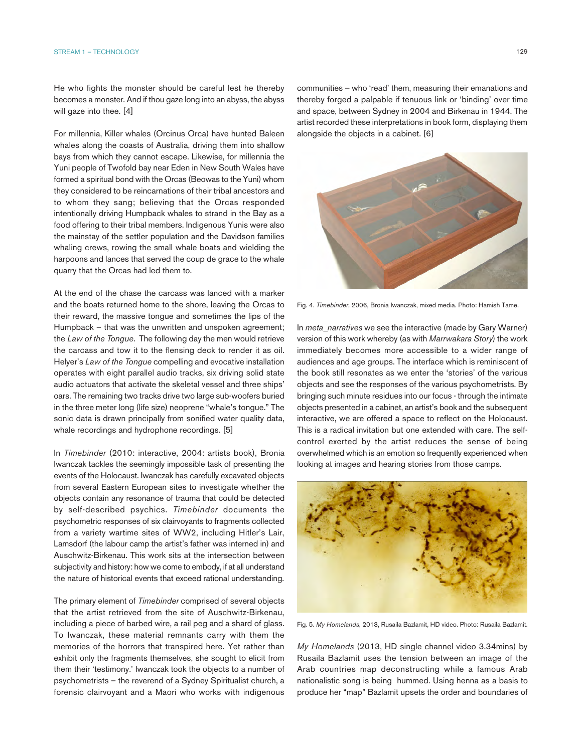He who fights the monster should be careful lest he thereby becomes a monster. And if thou gaze long into an abyss, the abyss will gaze into thee. [4]

For millennia, Killer whales (Orcinus Orca) have hunted Baleen whales along the coasts of Australia, driving them into shallow bays from which they cannot escape. Likewise, for millennia the Yuni people of Twofold bay near Eden in New South Wales have formed a spiritual bond with the Orcas (Beowas to the Yuni) whom they considered to be reincarnations of their tribal ancestors and to whom they sang; believing that the Orcas responded intentionally driving Humpback whales to strand in the Bay as a food offering to their tribal members. Indigenous Yunis were also the mainstay of the settler population and the Davidson families whaling crews, rowing the small whale boats and wielding the harpoons and lances that served the coup de grace to the whale quarry that the Orcas had led them to.

At the end of the chase the carcass was lanced with a marker and the boats returned home to the shore, leaving the Orcas to their reward, the massive tongue and sometimes the lips of the Humpback – that was the unwritten and unspoken agreement; the *Law of the Tongue*. The following day the men would retrieve the carcass and tow it to the flensing deck to render it as oil. Helyer's *Law of the Tongue* compelling and evocative installation operates with eight parallel audio tracks, six driving solid state audio actuators that activate the skeletal vessel and three ships' oars. The remaining two tracks drive two large sub-woofers buried in the three meter long (life size) neoprene "whale's tongue." The sonic data is drawn principally from sonified water quality data, whale recordings and hydrophone recordings. [5]

In *Timebinder* (2010: interactive, 2004: artists book), Bronia Iwanczak tackles the seemingly impossible task of presenting the events of the Holocaust. Iwanczak has carefully excavated objects from several Eastern European sites to investigate whether the objects contain any resonance of trauma that could be detected by self-described psychics. *Timebinder* documents the psychometric responses of six clairvoyants to fragments collected from a variety wartime sites of WW2, including Hitler's Lair, Lamsdorf (the labour camp the artist's father was interned in) and Auschwitz-Birkenau. This work sits at the intersection between subjectivity and history: how we come to embody, if at all understand the nature of historical events that exceed rational understanding.

The primary element of *Timebinder* comprised of several objects that the artist retrieved from the site of Auschwitz-Birkenau, including a piece of barbed wire, a rail peg and a shard of glass. To Iwanczak, these material remnants carry with them the memories of the horrors that transpired here. Yet rather than exhibit only the fragments themselves, she sought to elicit from them their 'testimony.' Iwanczak took the objects to a number of psychometrists – the reverend of a Sydney Spiritualist church, a forensic clairvoyant and a Maori who works with indigenous communities – who 'read' them, measuring their emanations and thereby forged a palpable if tenuous link or 'binding' over time and space, between Sydney in 2004 and Birkenau in 1944. The artist recorded these interpretations in book form, displaying them alongside the objects in a cabinet. [6]

Fig. 4. *Timebinder*, 2006, Bronia Iwanczak, mixed media. Photo: Hamish Tame.

In *meta_narratives* we see the interactive (made by Gary Warner) version of this work whereby (as with *Marrwakara Story*) the work immediately becomes more accessible to a wider range of audiences and age groups. The interface which is reminiscent of the book still resonates as we enter the 'stories' of the various objects and see the responses of the various psychometrists. By bringing such minute residues into our focus - through the intimate objects presented in a cabinet, an artist's book and the subsequent interactive, we are offered a space to reflect on the Holocaust. This is a radical invitation but one extended with care. The self-control exerted by the artist reduces the sense of being overwhelmed which is an emotion so frequently experienced when looking at images and hearing stories from those camps.

Fig. 5. *My Homelands*, 2013, Rusaila Bazlamit, HD video. Photo: Rusaila Bazlamit.

*My Homelands* (2013, HD single channel video 3.34mins) by Rusaila Bazlamit uses the tension between an image of the Arab countries map deconstructing while a famous Arab nationalistic song is being hummed. Using henna as a basis to produce her "map" Bazlamit upsets the order and boundaries of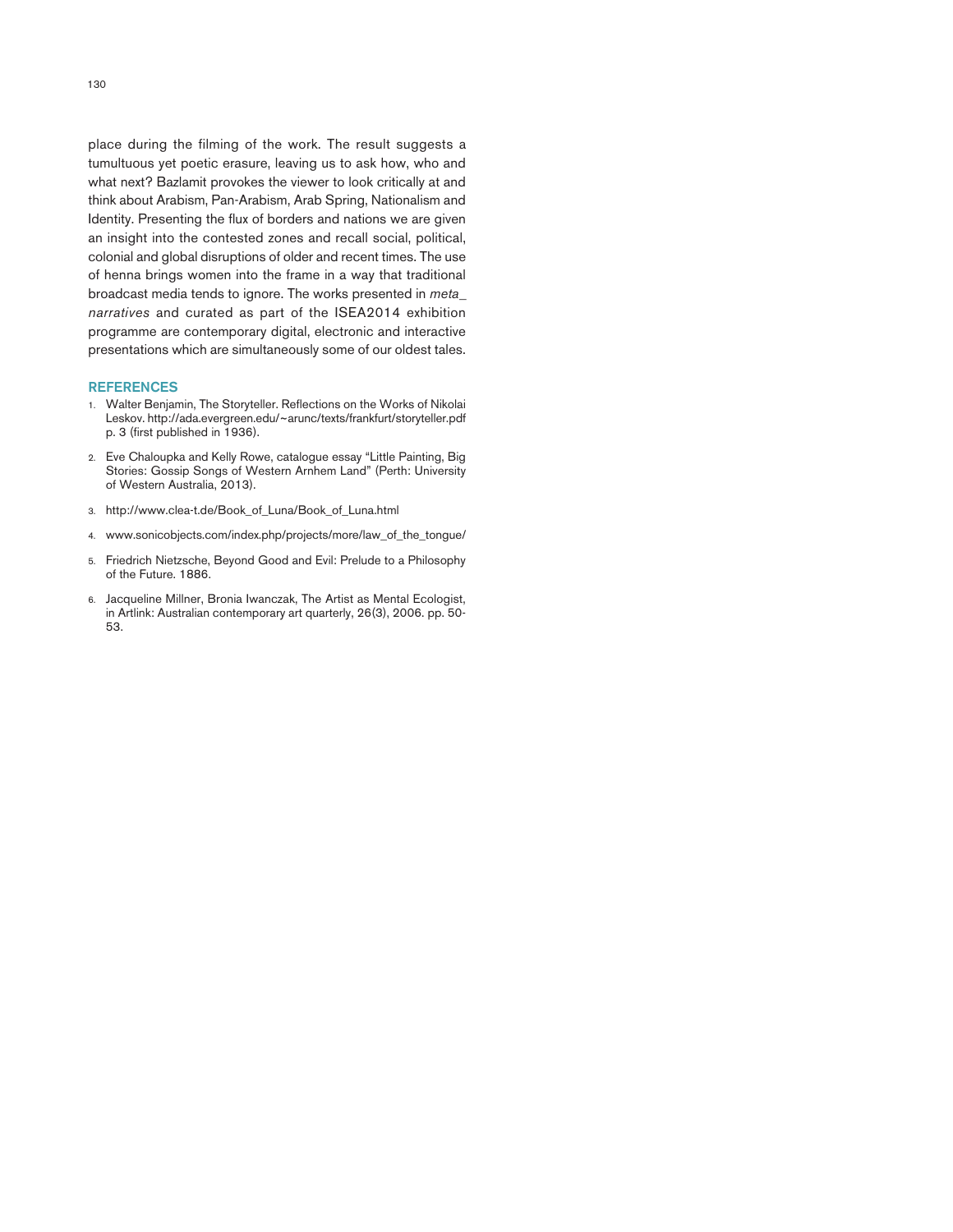place during the filming of the work. The result suggests a tumultuous yet poetic erasure, leaving us to ask how, who and what next? Bazlamit provokes the viewer to look critically at and think about Arabism, Pan-Arabism, Arab Spring, Nationalism and Identity. Presenting the flux of borders and nations we are given an insight into the contested zones and recall social, political, colonial and global disruptions of older and recent times. The use of henna brings women into the frame in a way that traditional broadcast media tends to ignore. The works presented in *meta_narratives* and curated as part of the ISEA2014 exhibition programme are contemporary digital, electronic and interactive presentations which are simultaneously some of our oldest tales.

## REFERENCES

1. Walter Benjamin, The Storyteller. Reflections on the Works of Nikolai Leskov. http://ada.evergreen.edu/~arunc/texts/frankfurt/storyteller.pdf p. 3 (first published in 1936).
2. Eve Chaloupka and Kelly Rowe, catalogue essay "Little Painting, Big Stories: Gossip Songs of Western Arnhem Land" (Perth: University of Western Australia, 2013).
3. http://www.clea-t.de/Book_of_Luna/Book_of_Luna.html
4. www.sonicobjects.com/index.php/projects/more/law_of_the_tongue/
5. Friedrich Nietzsche, Beyond Good and Evil: Prelude to a Philosophy of the Future. 1886.
6. Jacqueline Millner, Bronia Iwanczak, The Artist as Mental Ecologist, in Artlink: Australian contemporary art quarterly, 26(3), 2006. pp. 50-53.